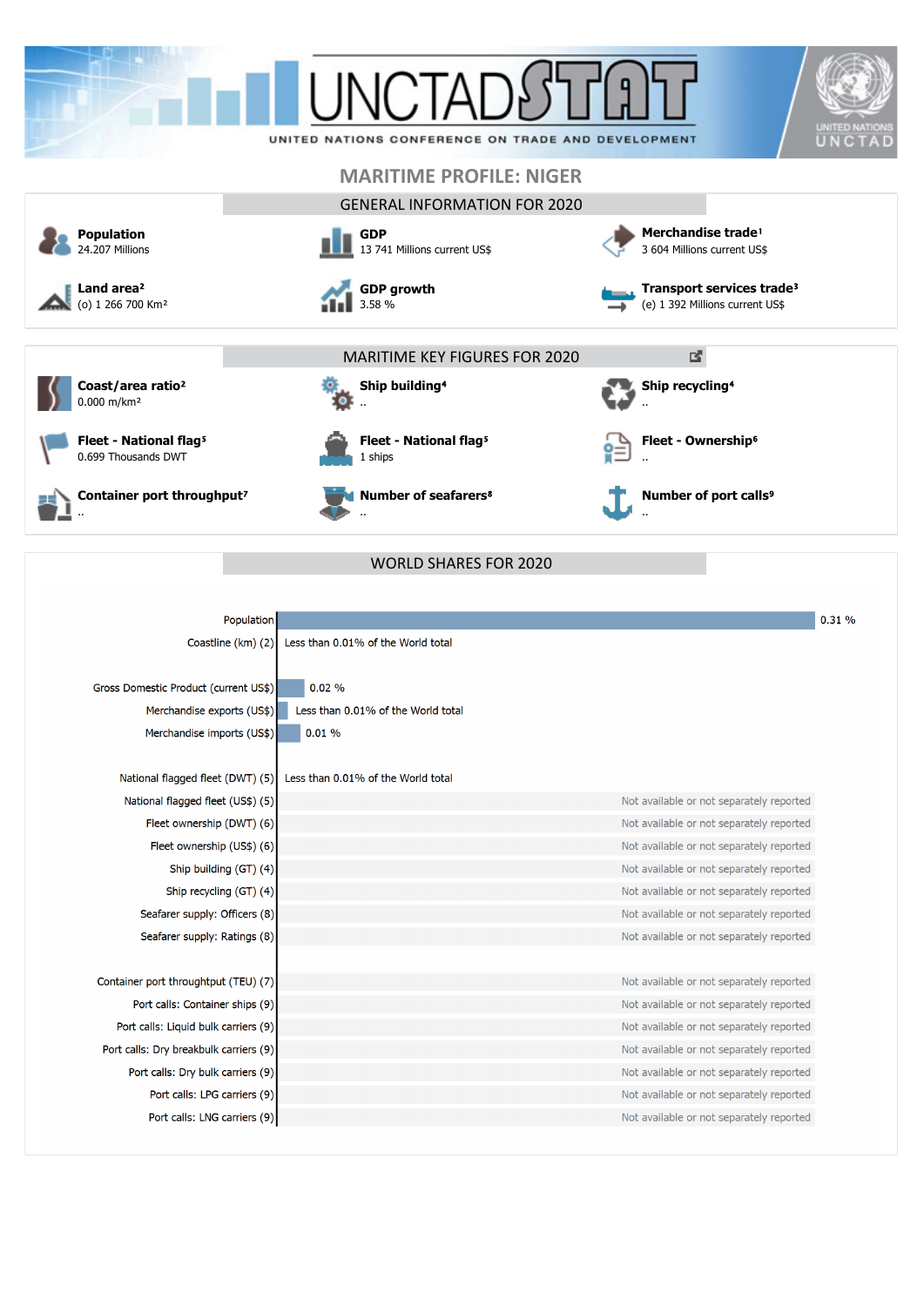UNCTADSTAT

UNITED NATIONS CONFERENCE ON TRADE AND DEVELOPMENT

# MARITIME PROFILE: NIGER

## GENERAL INFORMATION FOR 2020

**Population**
24.207 Millions

**GDP**
13 741 Millions current US$

**Merchandise trade**[1]
3 604 Millions current US$

**Land area**[2]
(o) 1 266 700 Km²

**GDP growth**
3.58 %

**Transport services trade**[3]
(e) 1 392 Millions current US$

## MARITIME KEY FIGURES FOR 2020

**Coast/area ratio**[2]
0.000 m/km²

**Ship building**[4]
..

**Ship recycling**[4]
..

**Fleet - National flag**[5]
0.699 Thousands DWT

**Fleet - National flag**[5]
1 ships

**Fleet - Ownership**[6]
..

**Container port throughput**[7]
..

**Number of seafarers**[8]
..

**Number of port calls**[9]
..

## WORLD SHARES FOR 2020

| Indicator | Share |
|---|---|
| Population | 0.31 % |
| Coastline (km) (2) | Less than 0.01% of the World total |
| Gross Domestic Product (current US$) | 0.02 % |
| Merchandise exports (US$) | Less than 0.01% of the World total |
| Merchandise imports (US$) | 0.01 % |
| National flagged fleet (DWT) (5) | Less than 0.01% of the World total |
| National flagged fleet (US$) (5) | Not available or not separately reported |
| Fleet ownership (DWT) (6) | Not available or not separately reported |
| Fleet ownership (US$) (6) | Not available or not separately reported |
| Ship building (GT) (4) | Not available or not separately reported |
| Ship recycling (GT) (4) | Not available or not separately reported |
| Seafarer supply: Officers (8) | Not available or not separately reported |
| Seafarer supply: Ratings (8) | Not available or not separately reported |
| Container port throughput (TEU) (7) | Not available or not separately reported |
| Port calls: Container ships (9) | Not available or not separately reported |
| Port calls: Liquid bulk carriers (9) | Not available or not separately reported |
| Port calls: Dry breakbulk carriers (9) | Not available or not separately reported |
| Port calls: Dry bulk carriers (9) | Not available or not separately reported |
| Port calls: LPG carriers (9) | Not available or not separately reported |
| Port calls: LNG carriers (9) | Not available or not separately reported |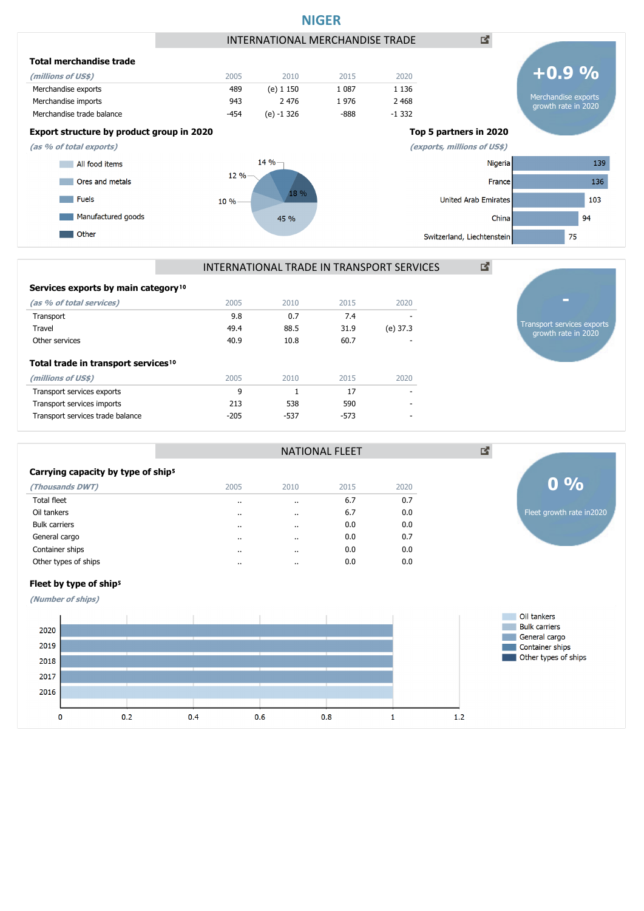# NIGER

## INTERNATIONAL MERCHANDISE TRADE

### Total merchandise trade

| *(millions of US$)* | 2005 | 2010 | 2015 | 2020 |
|---|---|---|---|---|
| Merchandise exports | 489 | (e) 1 150 | 1 087 | 1 136 |
| Merchandise imports | 943 | 2 476 | 1 976 | 2 468 |
| Merchandise trade balance | -454 | (e) -1 326 | -888 | -1 332 |

**+0.9 %**
Merchandise exports growth rate in 2020

### Export structure by product group in 2020

*(as % of total exports)*

- All food items: 45 %
- Ores and metals: 10 %
- Fuels: 12 %
- Manufactured goods: 14 %
- Other: 18 %

### Top 5 partners in 2020

*(exports, millions of US$)*

| Partner | Exports |
|---|---|
| Nigeria | 139 |
| France | 136 |
| United Arab Emirates | 103 |
| China | 94 |
| Switzerland, Liechtenstein | 75 |

## INTERNATIONAL TRADE IN TRANSPORT SERVICES

### Services exports by main category[10]

| *(as % of total services)* | 2005 | 2010 | 2015 | 2020 |
|---|---|---|---|---|
| Transport | 9.8 | 0.7 | 7.4 | - |
| Travel | 49.4 | 88.5 | 31.9 | (e) 37.3 |
| Other services | 40.9 | 10.8 | 60.7 | - |

**-**
Transport services exports growth rate in 2020

### Total trade in transport services[10]

| *(millions of US$)* | 2005 | 2010 | 2015 | 2020 |
|---|---|---|---|---|
| Transport services exports | 9 | 1 | 17 | - |
| Transport services imports | 213 | 538 | 590 | - |
| Transport services trade balance | -205 | -537 | -573 | - |

## NATIONAL FLEET

### Carrying capacity by type of ship[5]

| *(Thousands DWT)* | 2005 | 2010 | 2015 | 2020 |
|---|---|---|---|---|
| Total fleet | .. | .. | 6.7 | 0.7 |
| Oil tankers | .. | .. | 6.7 | 0.0 |
| Bulk carriers | .. | .. | 0.0 | 0.0 |
| General cargo | .. | .. | 0.0 | 0.7 |
| Container ships | .. | .. | 0.0 | 0.0 |
| Other types of ships | .. | .. | 0.0 | 0.0 |

**0 %**
Fleet growth rate in2020

### Fleet by type of ship[5]

*(Number of ships)*

| Year | Ships | Type |
|---|---|---|
| 2020 | 1 | General cargo |
| 2019 | 1 | General cargo |
| 2018 | 1 | General cargo |
| 2017 | 1 | General cargo |
| 2016 | 1 | Oil tankers |

Legend: Oil tankers, Bulk carriers, General cargo, Container ships, Other types of ships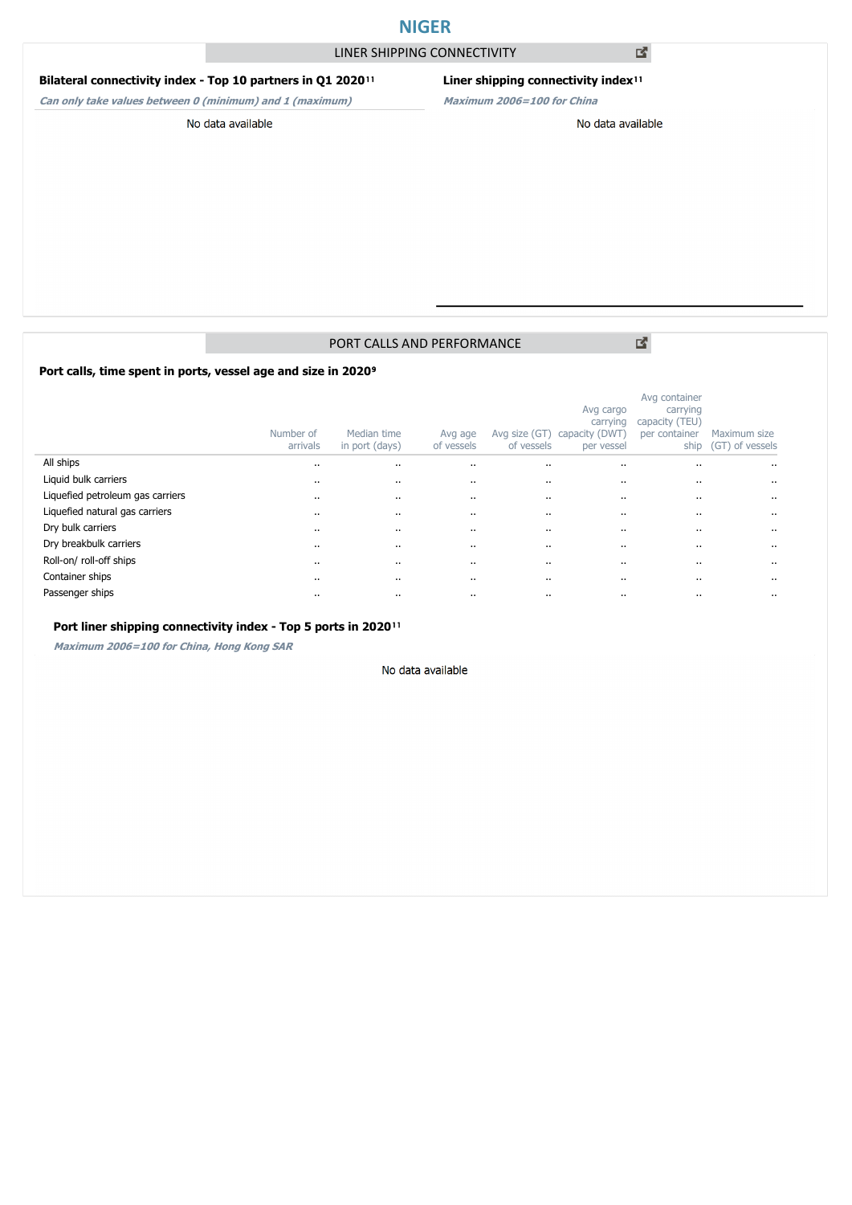# NIGER

## LINER SHIPPING CONNECTIVITY

### Bilateral connectivity index - Top 10 partners in Q1 2020[11]

*Can only take values between 0 (minimum) and 1 (maximum)*

No data available

### Liner shipping connectivity index[11]

*Maximum 2006=100 for China*

No data available

## PORT CALLS AND PERFORMANCE

### Port calls, time spent in ports, vessel age and size in 2020[9]

| | Number of arrivals | Median time in port (days) | Avg age of vessels | Avg size (GT) of vessels | Avg cargo carrying capacity (DWT) per vessel | Avg container carrying capacity (TEU) per container ship | Maximum size (GT) of vessels |
|---|---|---|---|---|---|---|---|
| All ships | .. | .. | .. | .. | .. | .. | .. |
| Liquid bulk carriers | .. | .. | .. | .. | .. | .. | .. |
| Liquefied petroleum gas carriers | .. | .. | .. | .. | .. | .. | .. |
| Liquefied natural gas carriers | .. | .. | .. | .. | .. | .. | .. |
| Dry bulk carriers | .. | .. | .. | .. | .. | .. | .. |
| Dry breakbulk carriers | .. | .. | .. | .. | .. | .. | .. |
| Roll-on/ roll-off ships | .. | .. | .. | .. | .. | .. | .. |
| Container ships | .. | .. | .. | .. | .. | .. | .. |
| Passenger ships | .. | .. | .. | .. | .. | .. | .. |

### Port liner shipping connectivity index - Top 5 ports in 2020[11]

*Maximum 2006=100 for China, Hong Kong SAR*

No data available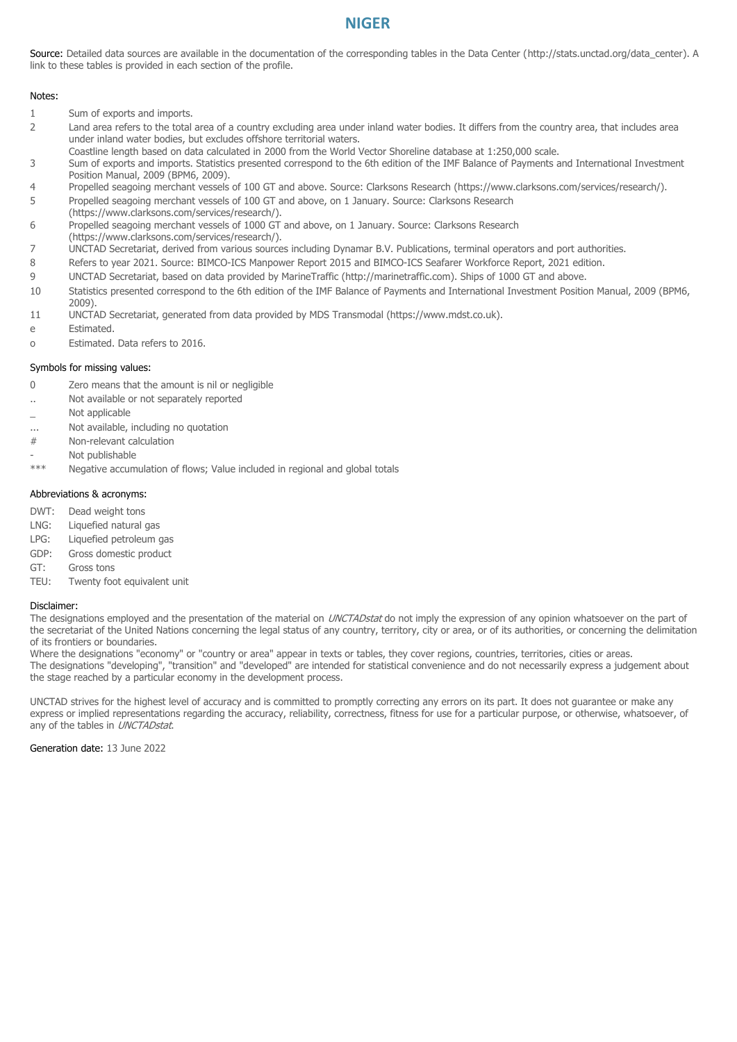# NIGER

Source: Detailed data sources are available in the documentation of the corresponding tables in the Data Center (http://stats.unctad.org/data_center). A link to these tables is provided in each section of the profile.

Notes:

| | |
|---|---|
| 1 | Sum of exports and imports. |
| 2 | Land area refers to the total area of a country excluding area under inland water bodies. It differs from the country area, that includes area under inland water bodies, but excludes offshore territorial waters. Coastline length based on data calculated in 2000 from the World Vector Shoreline database at 1:250,000 scale. |
| 3 | Sum of exports and imports. Statistics presented correspond to the 6th edition of the IMF Balance of Payments and International Investment Position Manual, 2009 (BPM6, 2009). |
| 4 | Propelled seagoing merchant vessels of 100 GT and above. Source: Clarksons Research (https://www.clarksons.com/services/research/). |
| 5 | Propelled seagoing merchant vessels of 100 GT and above, on 1 January. Source: Clarksons Research (https://www.clarksons.com/services/research/). |
| 6 | Propelled seagoing merchant vessels of 1000 GT and above, on 1 January. Source: Clarksons Research (https://www.clarksons.com/services/research/). |
| 7 | UNCTAD Secretariat, derived from various sources including Dynamar B.V. Publications, terminal operators and port authorities. |
| 8 | Refers to year 2021. Source: BIMCO-ICS Manpower Report 2015 and BIMCO-ICS Seafarer Workforce Report, 2021 edition. |
| 9 | UNCTAD Secretariat, based on data provided by MarineTraffic (http://marinetraffic.com). Ships of 1000 GT and above. |
| 10 | Statistics presented correspond to the 6th edition of the IMF Balance of Payments and International Investment Position Manual, 2009 (BPM6, 2009). |
| 11 | UNCTAD Secretariat, generated from data provided by MDS Transmodal (https://www.mdst.co.uk). |
| e | Estimated. |
| o | Estimated. Data refers to 2016. |

Symbols for missing values:

| | |
|---|---|
| 0 | Zero means that the amount is nil or negligible |
| .. | Not available or not separately reported |
| _ | Not applicable |
| ... | Not available, including no quotation |
| # | Non-relevant calculation |
| - | Not publishable |
| *** | Negative accumulation of flows; Value included in regional and global totals |

Abbreviations & acronyms:

| | |
|---|---|
| DWT: | Dead weight tons |
| LNG: | Liquefied natural gas |
| LPG: | Liquefied petroleum gas |
| GDP: | Gross domestic product |
| GT: | Gross tons |
| TEU: | Twenty foot equivalent unit |

Disclaimer:
The designations employed and the presentation of the material on *UNCTADstat* do not imply the expression of any opinion whatsoever on the part of the secretariat of the United Nations concerning the legal status of any country, territory, city or area, or of its authorities, or concerning the delimitation of its frontiers or boundaries.
Where the designations "economy" or "country or area" appear in texts or tables, they cover regions, countries, territories, cities or areas.
The designations "developing", "transition" and "developed" are intended for statistical convenience and do not necessarily express a judgement about the stage reached by a particular economy in the development process.

UNCTAD strives for the highest level of accuracy and is committed to promptly correcting any errors on its part. It does not guarantee or make any express or implied representations regarding the accuracy, reliability, correctness, fitness for use for a particular purpose, or otherwise, whatsoever, of any of the tables in *UNCTADstat*.

Generation date: 13 June 2022